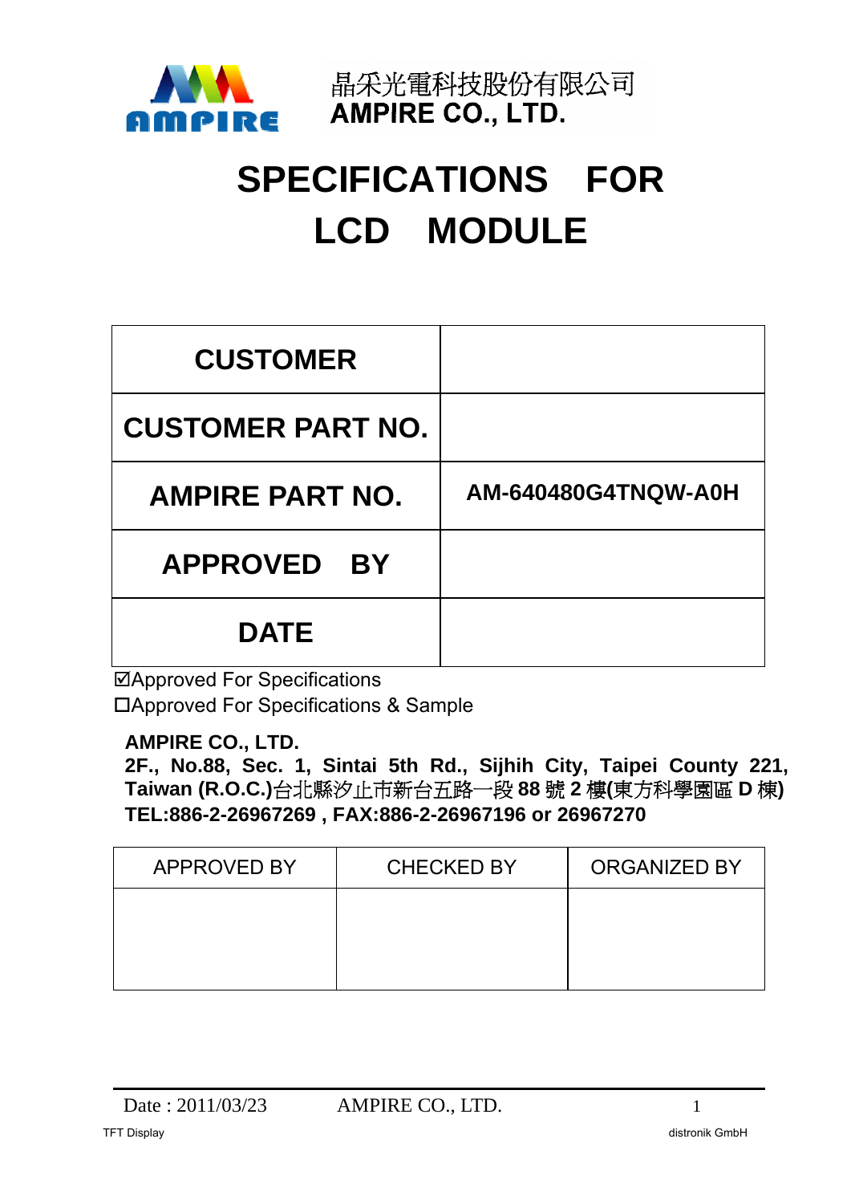晶采光電科技股份有限公司
**AMPIRE CO., LTD.**

# SPECIFICATIONS FOR LCD MODULE

| CUSTOMER | |
|---|---|
| CUSTOMER PART NO. | |
| AMPIRE PART NO. | AM-640480G4TNQW-A0H |
| APPROVED BY | |
| DATE | |

☑Approved For Specifications
☐Approved For Specifications & Sample

**AMPIRE CO., LTD.**
**2F., No.88, Sec. 1, Sintai 5th Rd., Sijhih City, Taipei County 221, Taiwan (R.O.C.)**台北縣汐止市新台五路一段 **88** 號 **2** 樓**(**東方科學園區 **D** 棟**)**
**TEL:886-2-26967269 , FAX:886-2-26967196 or 26967270**

| APPROVED BY | CHECKED BY | ORGANIZED BY |
|---|---|---|
| | | |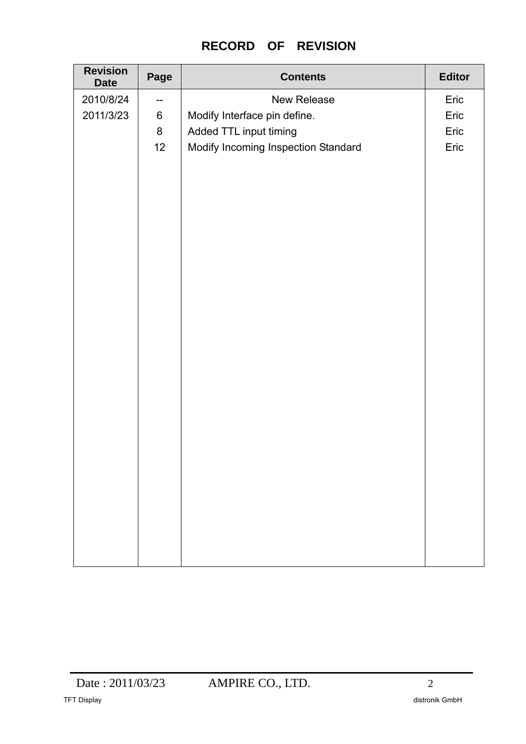# RECORD OF REVISION

| Revision Date | Page | Contents | Editor |
|---|---|---|---|
| 2010/8/24 | -- | New Release | Eric |
| 2011/3/23 | 6 | Modify Interface pin define. | Eric |
| | 8 | Added TTL input timing | Eric |
| | 12 | Modify Incoming Inspection Standard | Eric |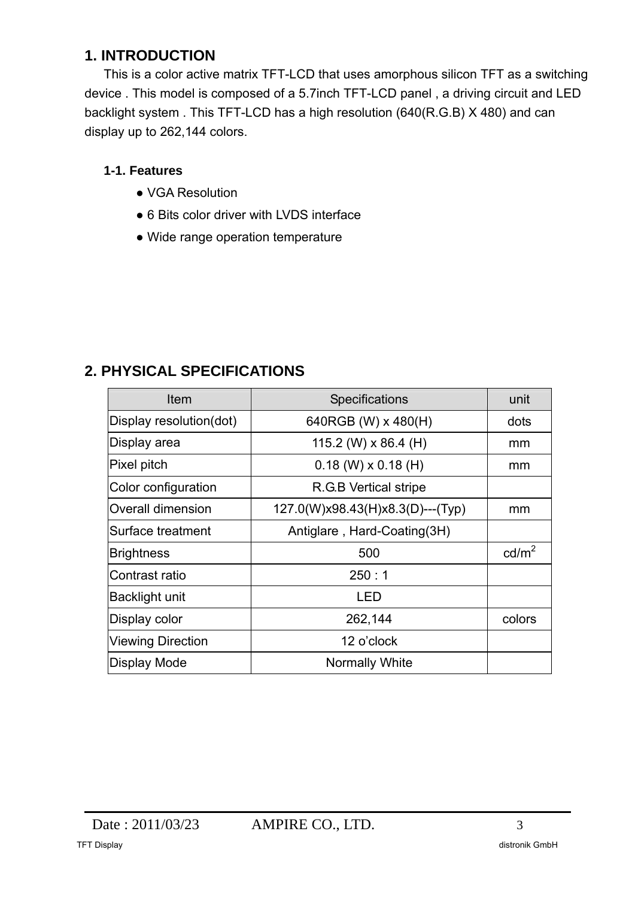# 1. INTRODUCTION

This is a color active matrix TFT-LCD that uses amorphous silicon TFT as a switching device . This model is composed of a 5.7inch TFT-LCD panel , a driving circuit and LED backlight system . This TFT-LCD has a high resolution (640(R.G.B) X 480) and can display up to 262,144 colors.

## 1-1. Features

- VGA Resolution
- 6 Bits color driver with LVDS interface
- Wide range operation temperature

# 2. PHYSICAL SPECIFICATIONS

| Item | Specifications | unit |
|---|---|---|
| Display resolution(dot) | 640RGB (W) x 480(H) | dots |
| Display area | 115.2 (W) x 86.4 (H) | mm |
| Pixel pitch | 0.18 (W) x 0.18 (H) | mm |
| Color configuration | R.G.B Vertical stripe | |
| Overall dimension | 127.0(W)x98.43(H)x8.3(D)---(Typ) | mm |
| Surface treatment | Antiglare , Hard-Coating(3H) | |
| Brightness | 500 | $cd/m^2$ |
| Contrast ratio | 250 : 1 | |
| Backlight unit | LED | |
| Display color | 262,144 | colors |
| Viewing Direction | 12 o'clock | |
| Display Mode | Normally White | |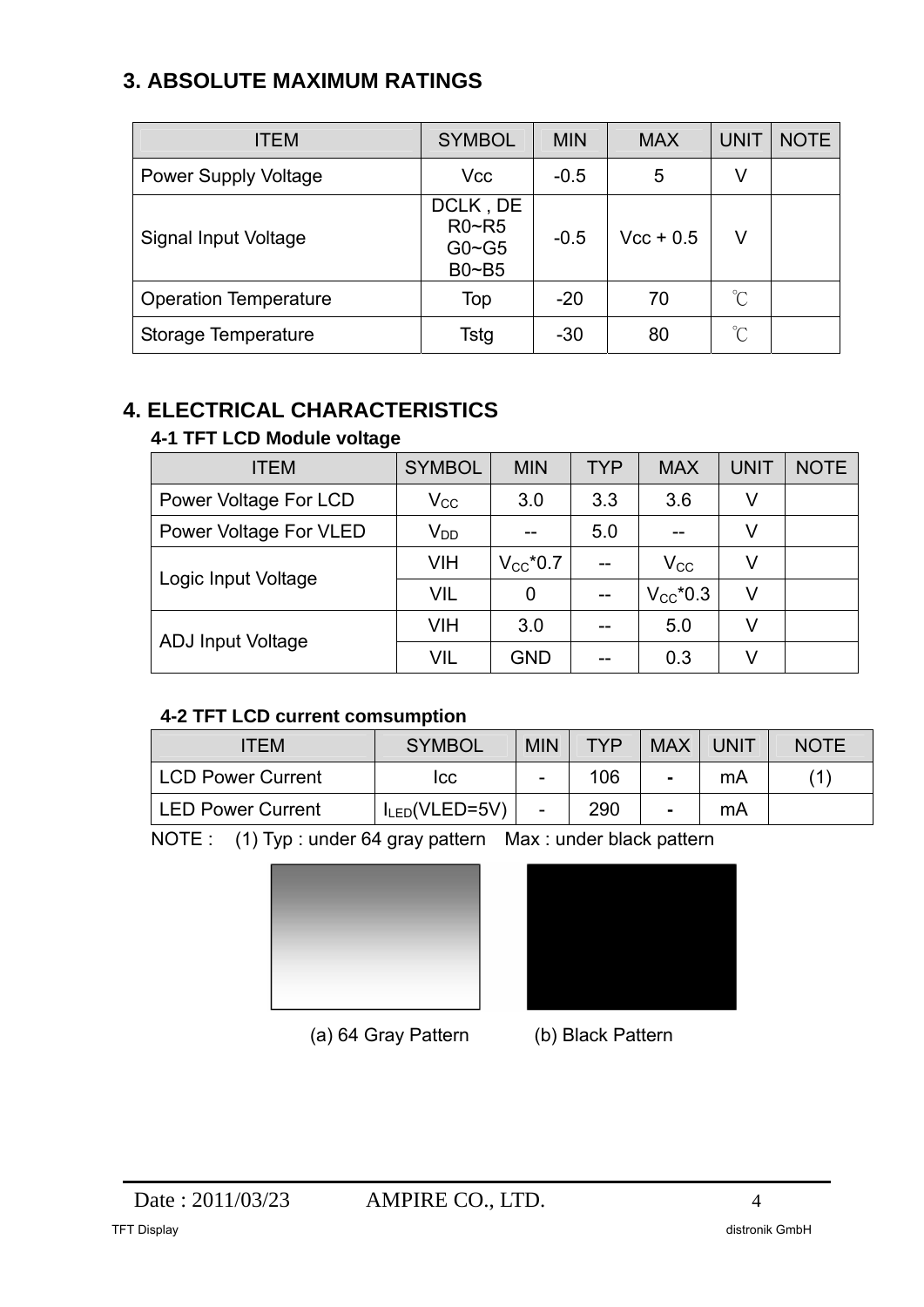## 3. ABSOLUTE MAXIMUM RATINGS

| ITEM | SYMBOL | MIN | MAX | UNIT | NOTE |
|---|---|---|---|---|---|
| Power Supply Voltage | Vcc | -0.5 | 5 | V | |
| Signal Input Voltage | DCLK , DE<br>R0~R5<br>G0~G5<br>B0~B5 | -0.5 | Vcc + 0.5 | V | |
| Operation Temperature | Top | -20 | 70 | ℃ | |
| Storage Temperature | Tstg | -30 | 80 | ℃ | |

## 4. ELECTRICAL CHARACTERISTICS

### 4-1 TFT LCD Module voltage

| ITEM | SYMBOL | MIN | TYP | MAX | UNIT | NOTE |
|---|---|---|---|---|---|---|
| Power Voltage For LCD | $V_{CC}$ | 3.0 | 3.3 | 3.6 | V | |
| Power Voltage For VLED | $V_{DD}$ | -- | 5.0 | -- | V | |
| Logic Input Voltage | VIH | $V_{CC}$*0.7 | -- | $V_{CC}$ | V | |
| | VIL | 0 | -- | $V_{CC}$*0.3 | V | |
| ADJ Input Voltage | VIH | 3.0 | -- | 5.0 | V | |
| | VIL | GND | -- | 0.3 | V | |

### 4-2 TFT LCD current comsumption

| ITEM | SYMBOL | MIN | TYP | MAX | UNIT | NOTE |
|---|---|---|---|---|---|---|
| LCD Power Current | Icc | - | 106 | - | mA | (1) |
| LED Power Current | $I_{LED}$(VLED=5V) | - | 290 | - | mA | |

NOTE : (1) Typ : under 64 gray pattern Max : under black pattern

(a) 64 Gray Pattern (b) Black Pattern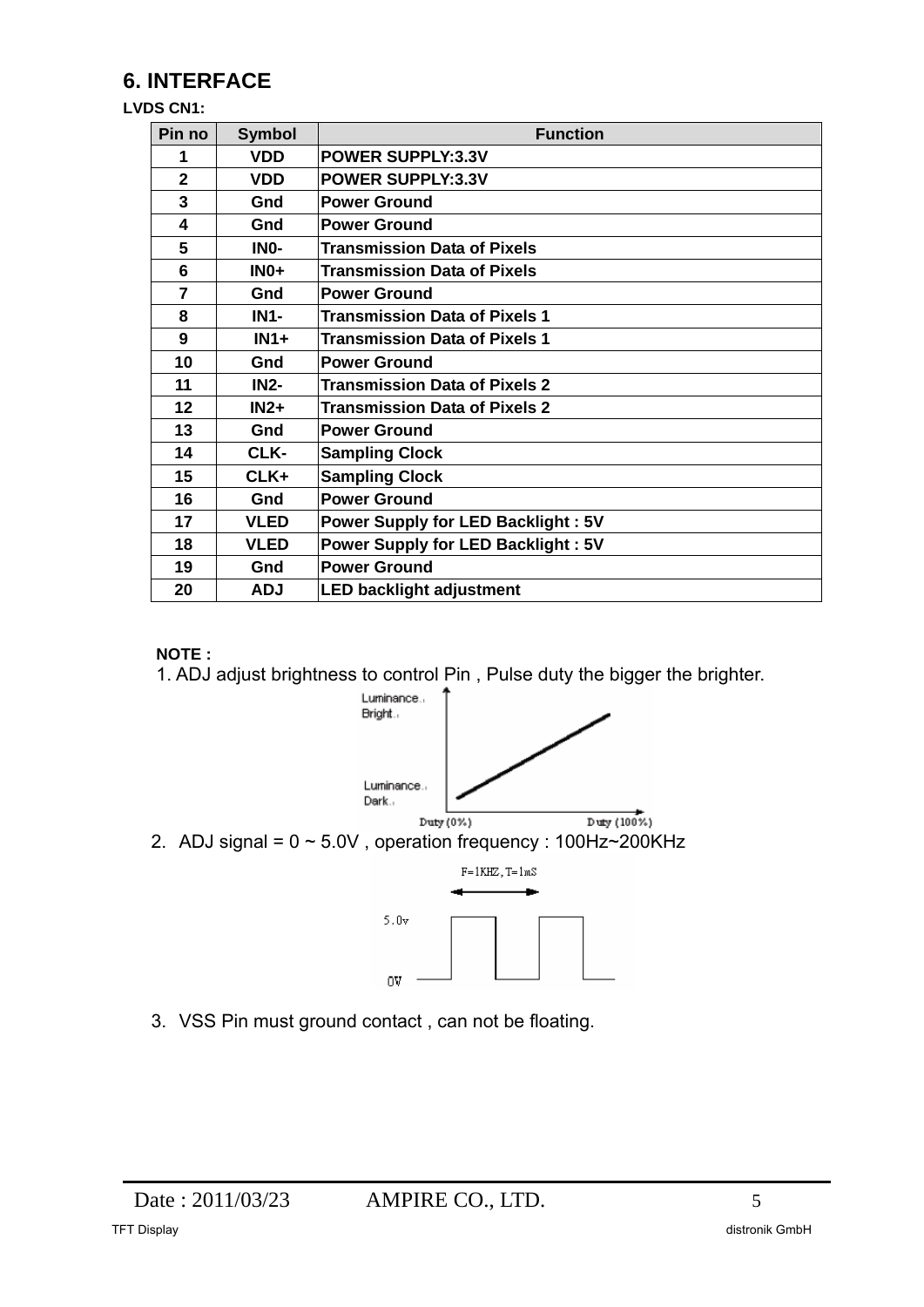## 6. INTERFACE

**LVDS CN1:**

| Pin no | Symbol | Function |
|---|---|---|
| 1 | VDD | POWER SUPPLY:3.3V |
| 2 | VDD | POWER SUPPLY:3.3V |
| 3 | Gnd | Power Ground |
| 4 | Gnd | Power Ground |
| 5 | IN0- | Transmission Data of Pixels |
| 6 | IN0+ | Transmission Data of Pixels |
| 7 | Gnd | Power Ground |
| 8 | IN1- | Transmission Data of Pixels 1 |
| 9 | IN1+ | Transmission Data of Pixels 1 |
| 10 | Gnd | Power Ground |
| 11 | IN2- | Transmission Data of Pixels 2 |
| 12 | IN2+ | Transmission Data of Pixels 2 |
| 13 | Gnd | Power Ground |
| 14 | CLK- | Sampling Clock |
| 15 | CLK+ | Sampling Clock |
| 16 | Gnd | Power Ground |
| 17 | VLED | Power Supply for LED Backlight : 5V |
| 18 | VLED | Power Supply for LED Backlight : 5V |
| 19 | Gnd | Power Ground |
| 20 | ADJ | LED backlight adjustment |

**NOTE :**

1. ADJ adjust brightness to control Pin , Pulse duty the bigger the brighter.

Luminance Bright / Luminance Dark — Duty (0%) — Duty (100%)

2. ADJ signal = 0 ~ 5.0V , operation frequency : 100Hz~200KHz

F=1KHZ, T=1mS — 5.0v — 0V

3. VSS Pin must ground contact , can not be floating.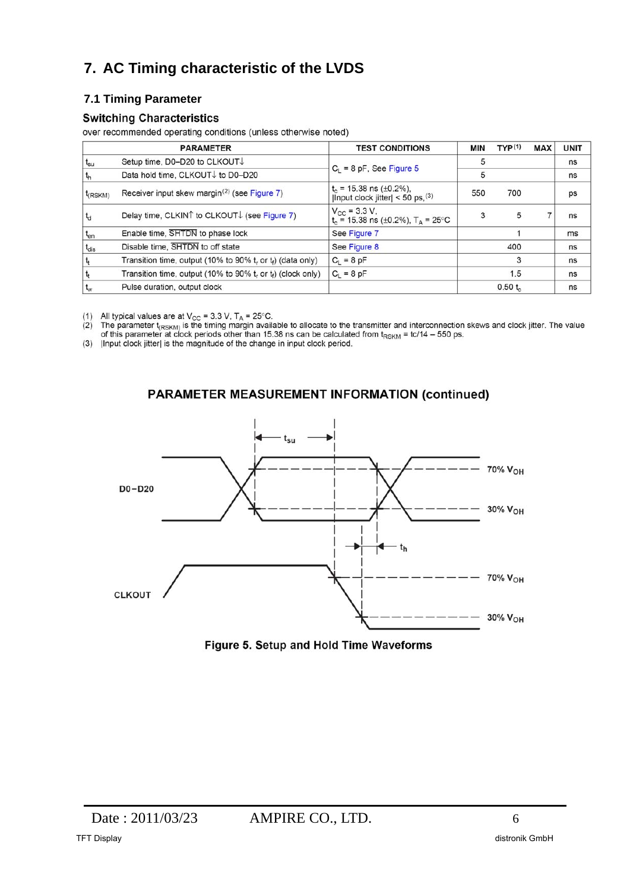# 7. AC Timing characteristic of the LVDS

## 7.1 Timing Parameter

### Switching Characteristics

over recommended operating conditions (unless otherwise noted)

| | PARAMETER | TEST CONDITIONS | MIN | TYP(1) | MAX | UNIT |
|---|---|---|---|---|---|---|
| $t_{su}$ | Setup time, D0–D20 to CLKOUT↓ | $C_L$ = 8 pF, See Figure 5 | 5 | | | ns |
| $t_h$ | Data hold time, CLKOUT↓ to D0–D20 | | 5 | | | ns |
| $t_{(RSKM)}$ | Receiver input skew margin(2) (see Figure 7) | $t_c$ = 15.38 ns (±0.2%), \|Input clock jitter\| < 50 ps, (3) | 550 | 700 | | ps |
| $t_d$ | Delay time, CLKIN↑ to CLKOUT↓ (see Figure 7) | $V_{CC}$ = 3.3 V, $t_c$ = 15.38 ns (±0.2%), $T_A$ = 25°C | 3 | 5 | 7 | ns |
| $t_{en}$ | Enable time, $\overline{\text{SHTDN}}$ to phase lock | See Figure 7 | | 1 | | ms |
| $t_{dis}$ | Disable time, $\overline{\text{SHTDN}}$ to off state | See Figure 8 | | 400 | | ns |
| $t_t$ | Transition time, output (10% to 90% $t_r$ or $t_f$) (data only) | $C_L$ = 8 pF | | 3 | | ns |
| $t_t$ | Transition time, output (10% to 90% $t_r$ or $t_f$) (clock only) | $C_L$ = 8 pF | | 1.5 | | ns |
| $t_w$ | Pulse duration, output clock | | | 0.50 $t_c$ | | ns |

(1) All typical values are at $V_{CC}$ = 3.3 V, $T_A$ = 25°C.
(2) The parameter $t_{(RSKM)}$ is the timing margin available to allocate to the transmitter and interconnection skews and clock jitter. The value of this parameter at clock periods other than 15.38 ns can be calculated from $t_{RSKM}$ = tc/14 – 550 ps.
(3) |Input clock jitter| is the magnitude of the change in input clock period.

### PARAMETER MEASUREMENT INFORMATION (continued)

Figure 5. Setup and Hold Time Waveforms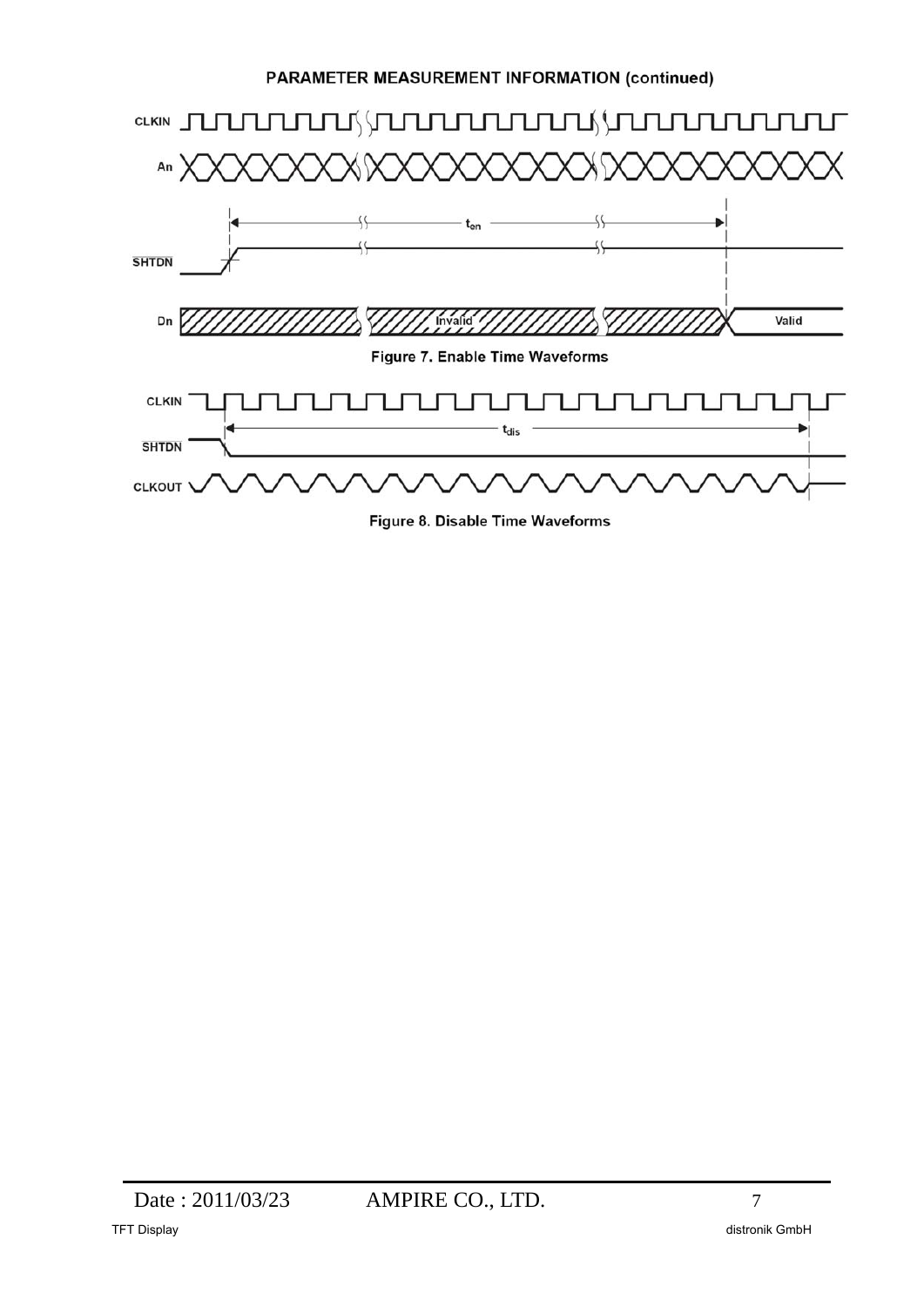## PARAMETER MEASUREMENT INFORMATION (continued)

Figure 7. Enable Time Waveforms

Figure 8. Disable Time Waveforms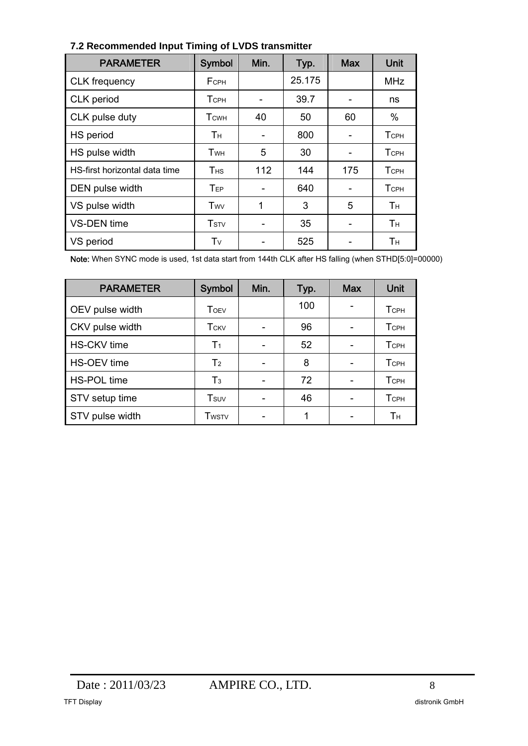### 7.2 Recommended Input Timing of LVDS transmitter

| PARAMETER | Symbol | Min. | Typ. | Max | Unit |
|---|---|---|---|---|---|
| CLK frequency | $F_{CPH}$ | | 25.175 | | MHz |
| CLK period | $T_{CPH}$ | - | 39.7 | - | ns |
| CLK pulse duty | $T_{CWH}$ | 40 | 50 | 60 | % |
| HS period | $T_H$ | - | 800 | - | $T_{CPH}$ |
| HS pulse width | $T_{WH}$ | 5 | 30 | - | $T_{CPH}$ |
| HS-first horizontal data time | $T_{HS}$ | 112 | 144 | 175 | $T_{CPH}$ |
| DEN pulse width | $T_{EP}$ | - | 640 | - | $T_{CPH}$ |
| VS pulse width | $T_{WV}$ | 1 | 3 | 5 | $T_H$ |
| VS-DEN time | $T_{STV}$ | - | 35 | - | $T_H$ |
| VS period | $T_V$ | - | 525 | - | $T_H$ |

**Note:** When SYNC mode is used, 1st data start from 144th CLK after HS falling (when STHD[5:0]=00000)

| PARAMETER | Symbol | Min. | Typ. | Max | Unit |
|---|---|---|---|---|---|
| OEV pulse width | $T_{OEV}$ | | 100 | - | $T_{CPH}$ |
| CKV pulse width | $T_{CKV}$ | - | 96 | - | $T_{CPH}$ |
| HS-CKV time | $T_1$ | - | 52 | - | $T_{CPH}$ |
| HS-OEV time | $T_2$ | - | 8 | - | $T_{CPH}$ |
| HS-POL time | $T_3$ | - | 72 | - | $T_{CPH}$ |
| STV setup time | $T_{SUV}$ | - | 46 | - | $T_{CPH}$ |
| STV pulse width | $T_{WSTV}$ | - | 1 | - | $T_H$ |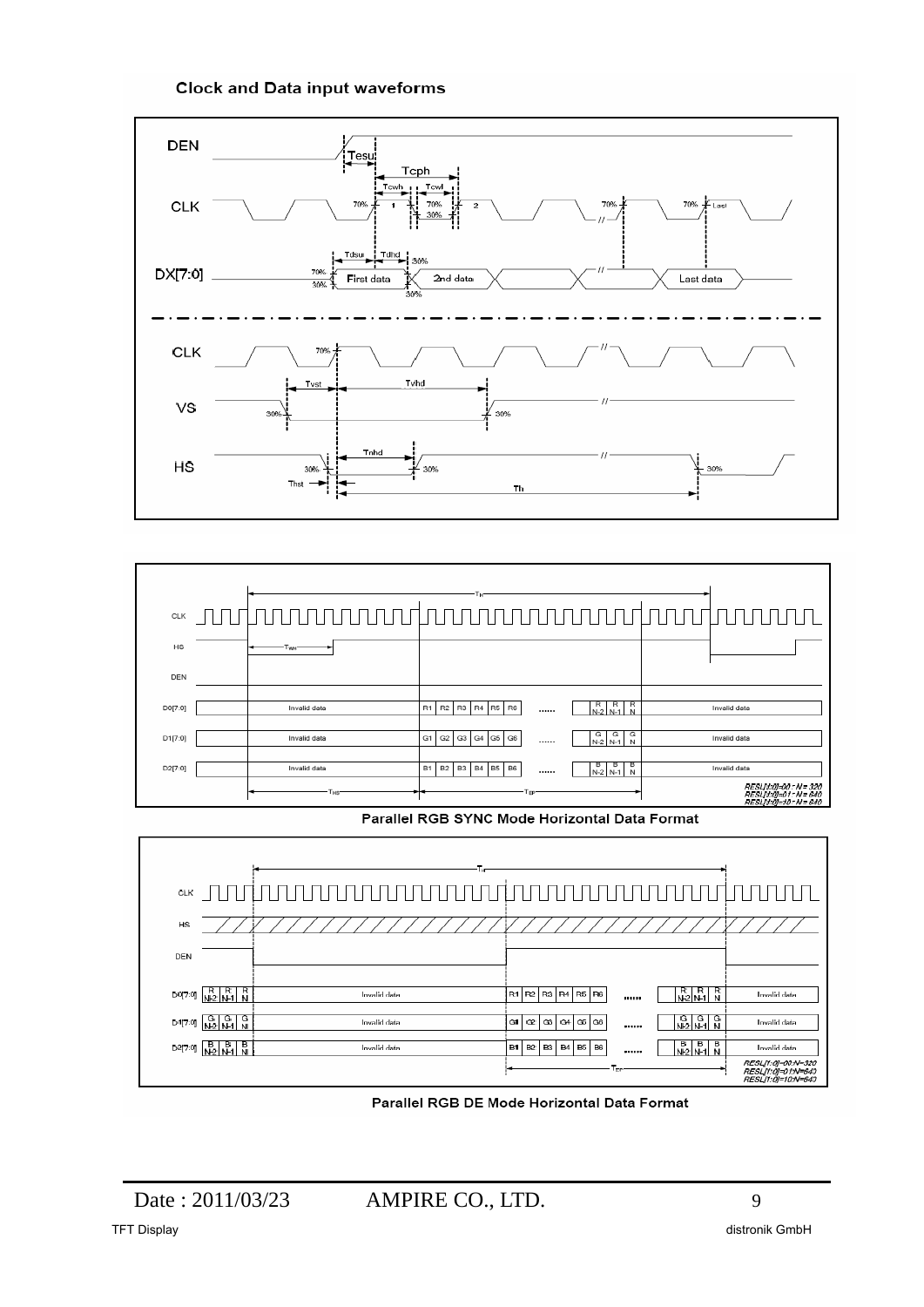**Clock and Data input waveforms**

Parallel RGB SYNC Mode Horizontal Data Format

Parallel RGB DE Mode Horizontal Data Format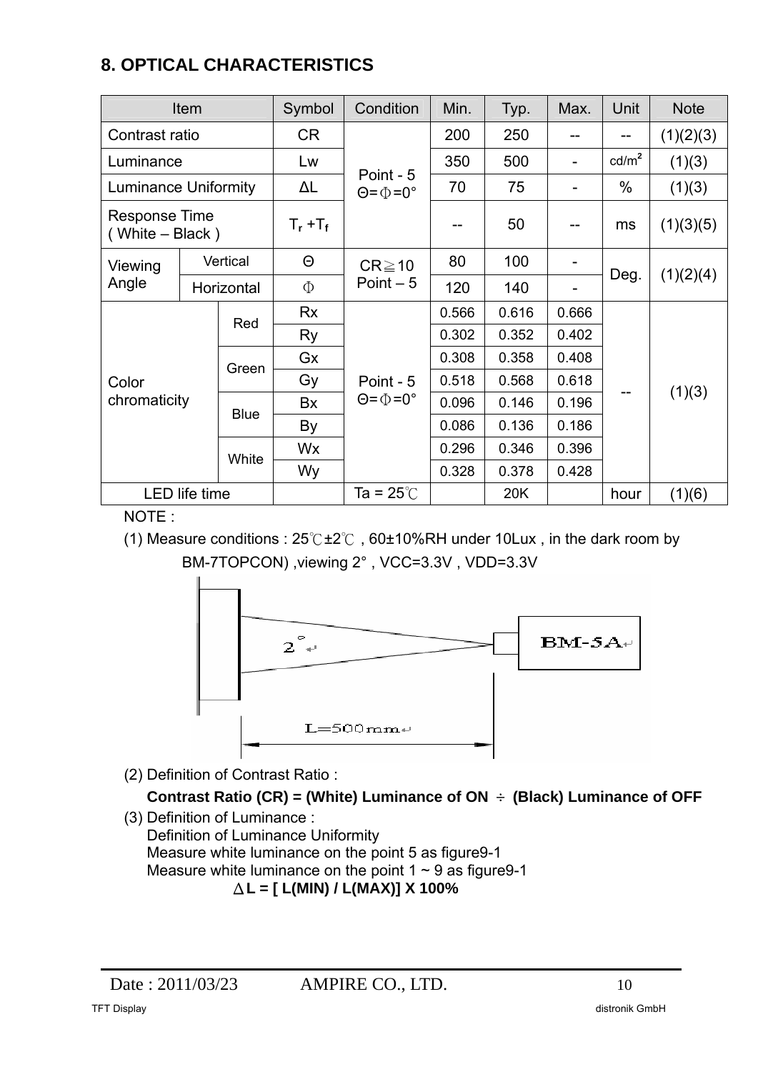## 8. OPTICAL CHARACTERISTICS

| Item | | | Symbol | Condition | Min. | Typ. | Max. | Unit | Note |
|---|---|---|---|---|---|---|---|---|---|
| Contrast ratio | | | CR | Point - 5 Θ=Φ=0° | 200 | 250 | -- | -- | (1)(2)(3) |
| Luminance | | | Lw | | 350 | 500 | - | cd/m² | (1)(3) |
| Luminance Uniformity | | | ΔL | | 70 | 75 | - | % | (1)(3) |
| Response Time ( White – Black ) | | | $T_r + T_f$ | | -- | 50 | -- | ms | (1)(3)(5) |
| Viewing Angle | Vertical | | Θ | CR≧10 Point – 5 | 80 | 100 | - | Deg. | (1)(2)(4) |
| | Horizontal | | Φ | | 120 | 140 | - | | |
| Color chromaticity | | Red | Rx | Point - 5 Θ=Φ=0° | 0.566 | 0.616 | 0.666 | -- | (1)(3) |
| | | | Ry | | 0.302 | 0.352 | 0.402 | | |
| | | Green | Gx | | 0.308 | 0.358 | 0.408 | | |
| | | | Gy | | 0.518 | 0.568 | 0.618 | | |
| | | Blue | Bx | | 0.096 | 0.146 | 0.196 | | |
| | | | By | | 0.086 | 0.136 | 0.186 | | |
| | | White | Wx | | 0.296 | 0.346 | 0.396 | | |
| | | | Wy | | 0.328 | 0.378 | 0.428 | | |
| LED life time | | | | Ta = 25℃ | | 20K | | hour | (1)(6) |

NOTE :

(1) Measure conditions : 25℃±2℃ , 60±10%RH under 10Lux , in the dark room by BM-7TOPCON) ,viewing 2° , VCC=3.3V , VDD=3.3V

2°

BM-5A

L=500mm

(2) Definition of Contrast Ratio :

**Contrast Ratio (CR) = (White) Luminance of ON ÷ (Black) Luminance of OFF**

(3) Definition of Luminance :
Definition of Luminance Uniformity
Measure white luminance on the point 5 as figure9-1
Measure white luminance on the point 1 ~ 9 as figure9-1

**△L = [ L(MIN) / L(MAX)] X 100%**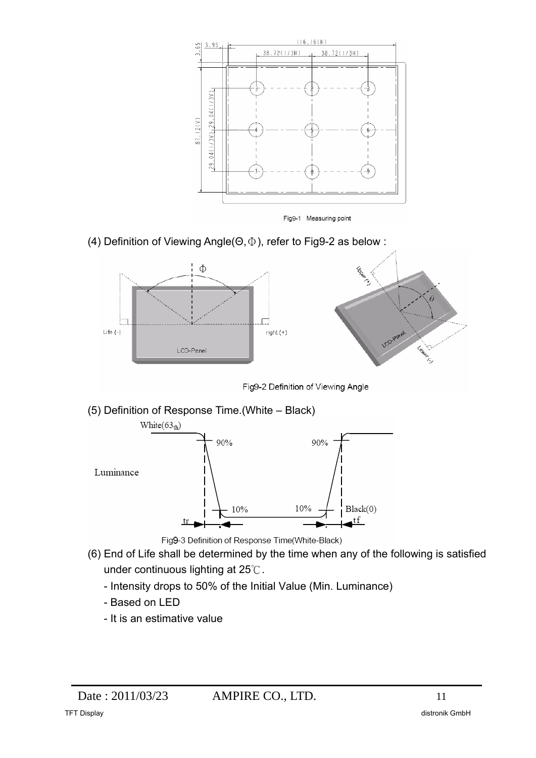Fig9-1 Measuring point

(4) Definition of Viewing Angle(Θ, Φ), refer to Fig9-2 as below :

Fig9-2 Definition of Viewing Angle

(5) Definition of Response Time.(White – Black)

Fig9-3 Definition of Response Time(White-Black)

(6) End of Life shall be determined by the time when any of the following is satisfied under continuous lighting at 25℃.

- Intensity drops to 50% of the Initial Value (Min. Luminance)
- Based on LED
- It is an estimative value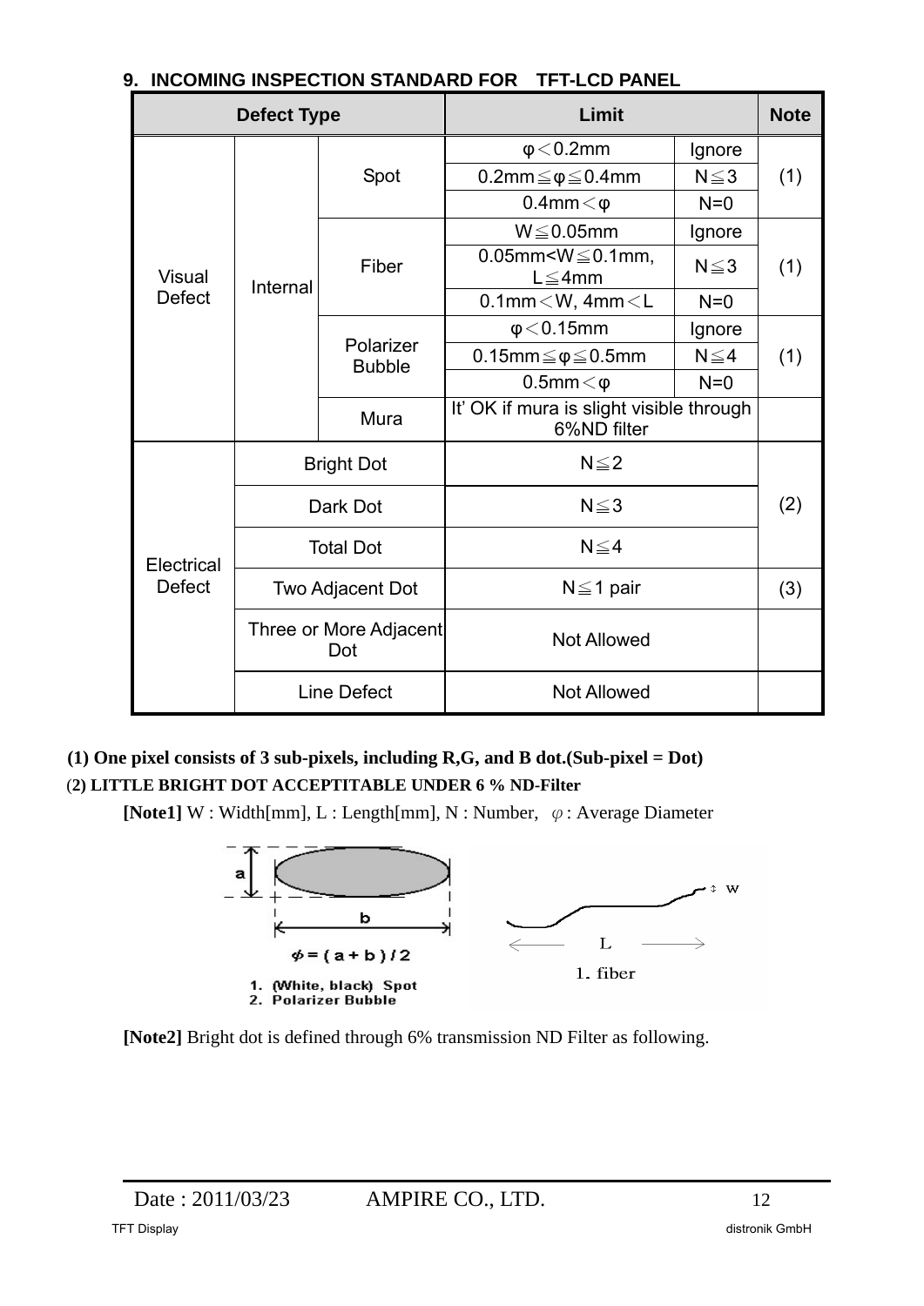## 9. INCOMING INSPECTION STANDARD FOR TFT-LCD PANEL

| Defect Type | | | Limit | | Note |
|---|---|---|---|---|---|
| Visual Defect | Internal | Spot | φ＜0.2mm | Ignore | (1) |
| | | | 0.2mm≦φ≦0.4mm | N≦3 | |
| | | | 0.4mm＜φ | N=0 | |
| | | Fiber | W≦0.05mm | Ignore | (1) |
| | | | 0.05mm<W≦0.1mm, L≦4mm | N≦3 | |
| | | | 0.1mm＜W, 4mm＜L | N=0 | |
| | | Polarizer Bubble | φ＜0.15mm | Ignore | (1) |
| | | | 0.15mm≦φ≦0.5mm | N≦4 | |
| | | | 0.5mm＜φ | N=0 | |
| | | Mura | It' OK if mura is slight visible through 6%ND filter | | |
| Electrical Defect | Bright Dot | | N≦2 | | (2) |
| | Dark Dot | | N≦3 | | |
| | Total Dot | | N≦4 | | |
| | Two Adjacent Dot | | N≦1 pair | | (3) |
| | Three or More Adjacent Dot | | Not Allowed | | |
| | Line Defect | | Not Allowed | | |

**(1) One pixel consists of 3 sub-pixels, including R,G, and B dot.(Sub-pixel = Dot)**

(**2) LITTLE BRIGHT DOT ACCEPTITABLE UNDER 6 % ND-Filter**

**[Note1]** W : Width[mm], L : Length[mm], N : Number, φ : Average Diameter

$\phi = (a + b) / 2$

1. (White, black) Spot
2. Polarizer Bubble

1. fiber

**[Note2]** Bright dot is defined through 6% transmission ND Filter as following.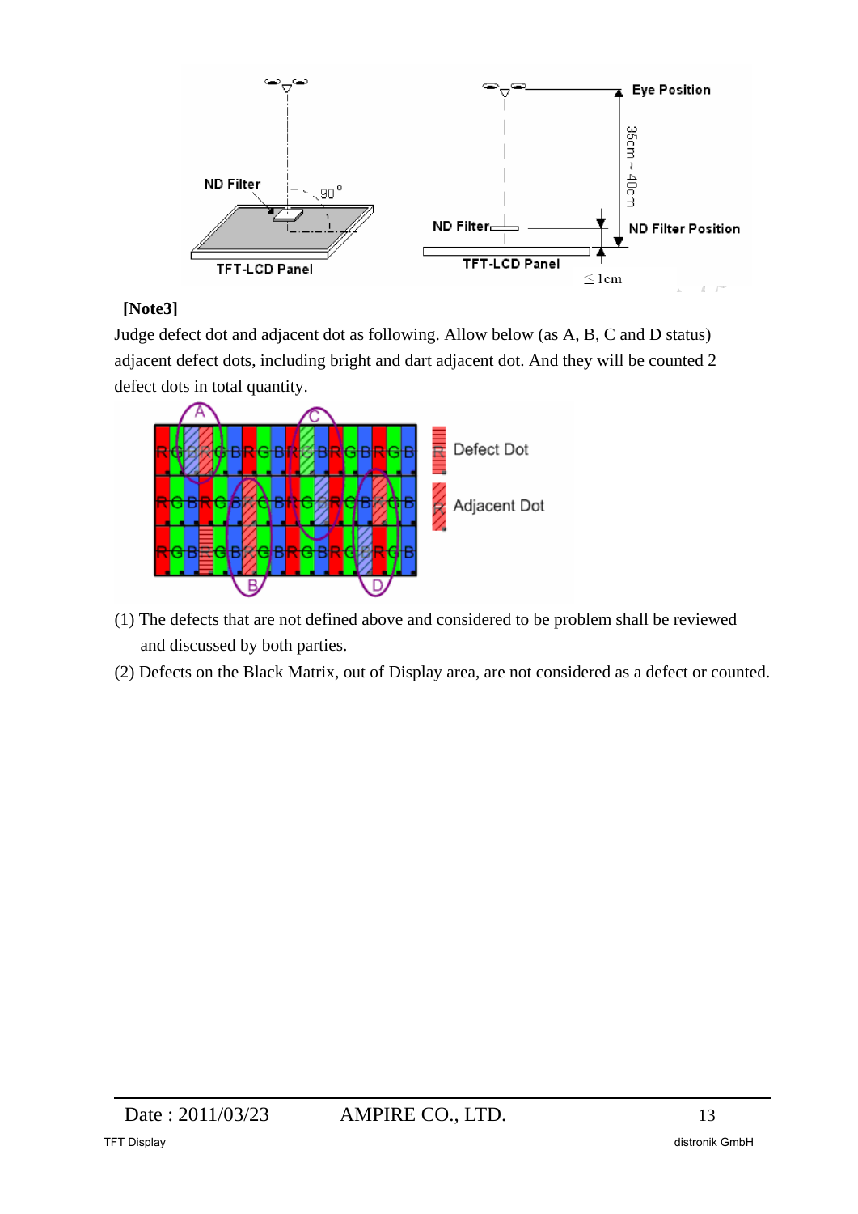Eye Position

ND Filter

90°

35cm ~ 40cm

ND Filter

ND Filter Position

TFT-LCD Panel

TFT-LCD Panel

≦1cm

**[Note3]**

Judge defect dot and adjacent dot as following. Allow below (as A, B, C and D status) adjacent defect dots, including bright and dart adjacent dot. And they will be counted 2 defect dots in total quantity.

Defect Dot

Adjacent Dot

(1) The defects that are not defined above and considered to be problem shall be reviewed and discussed by both parties.

(2) Defects on the Black Matrix, out of Display area, are not considered as a defect or counted.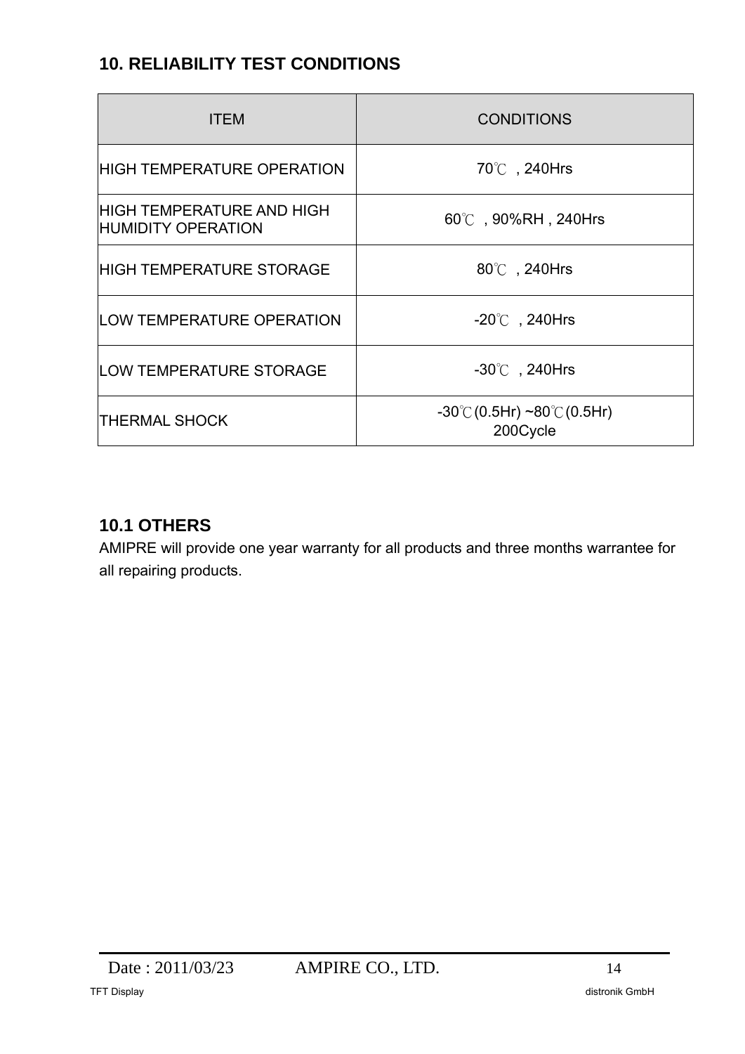## 10. RELIABILITY TEST CONDITIONS

| ITEM | CONDITIONS |
|---|---|
| HIGH TEMPERATURE OPERATION | 70℃ , 240Hrs |
| HIGH TEMPERATURE AND HIGH HUMIDITY OPERATION | 60℃ , 90%RH , 240Hrs |
| HIGH TEMPERATURE STORAGE | 80℃ , 240Hrs |
| LOW TEMPERATURE OPERATION | -20℃ , 240Hrs |
| LOW TEMPERATURE STORAGE | -30℃ , 240Hrs |
| THERMAL SHOCK | -30℃(0.5Hr) ~80℃(0.5Hr) 200Cycle |

### 10.1 OTHERS

AMIPRE will provide one year warranty for all products and three months warrantee for all repairing products.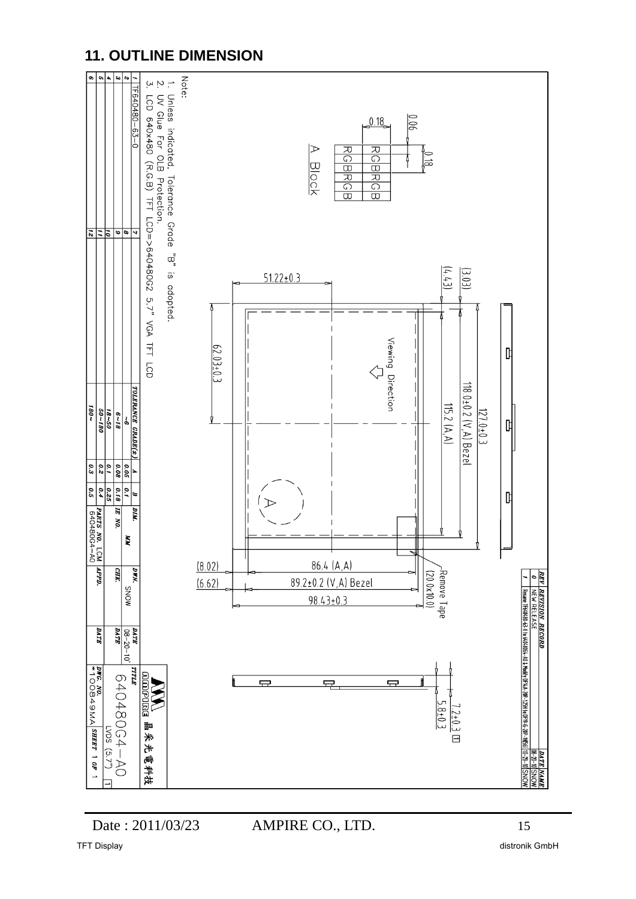## 11. OUTLINE DIMENSION

Note:
1. Unless indicated, Tolerance Grade "B" is adopted.
2. UV Glue For OLB Protection.
3. LCD 640x480 (R.G.B) TFT LCD=>640480G2 5.7" VGA TFT LCD

A Block: RGBRGB / RGBRGB (0.18, 0.06, 0.18)

Dimensions: 51.22±0.3, (4.43), (3.03), 62.03±0.3, 118.0±0.2 (V.A) Bezel, 115.2 (A.A), 127.0±0.3, (8.02), (6.62), 86.4 (A.A), 89.2±0.2 (V.A) Bezel, 98.43±0.3, Remove Tape (20.0x10.0), 7.2±0.3, 5.8±0.3

Viewing Direction

| REV | REVISION RECORD | DATE | NAME |
|---|---|---|---|
| 0 | NEW RELEASE | 08-20-10 | SNOW |
| 1 | Rename TF640480-63-0 to 640480G4-A0 & Modify OF1A-20P-125H to OF19-G-20P-HB5 | 10-29-10 | SNOW |

| | | | | TOLERANCE GRADE(±) | A | B |
|---|---|---|---|---|---|---|
| 1 | TF640480-63-0 | 7 | | ~6 | 0.05 | 0.1 |
| 2 | | 8 | | 6~18 | 0.08 | 0.18 |
| 3 | | 9 | | 18~50 | 0.1 | 0.25 |
| 4 | | 10 | | 50~180 | 0.2 | 0.4 |
| 5 | | 11 | | 180~ | 0.3 | 0.5 |
| 6 | | 12 | | | | |

| DIM. | MM | DWN. | SNOW | DATE | 08-20-10' |
|---|---|---|---|---|---|
| IE NO. | | CHK. | | DATE | |
| PARTS NO. | LCM 640480G4-A0 | APPD. | | DATE | |

AMPIRE 晶采光電科技

TITLE: 640480G4-A0 LVDS (5.7") 1

DWG. NO. *100849MA SHEET 1 OF 1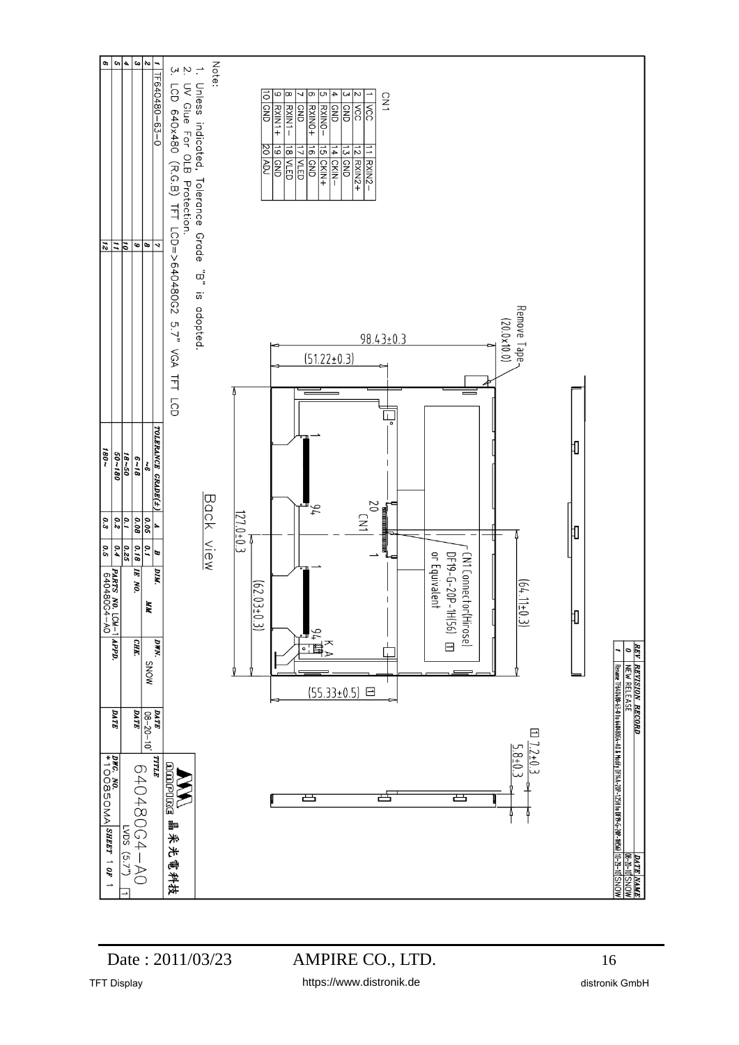CN1

| | | | |
|---|---|---|---|
| 1 | VCC | 11 | RXIN2- |
| 2 | VCC | 12 | RXIN2+ |
| 3 | GND | 13 | GND |
| 4 | GND | 14 | CKIN- |
| 5 | RXIN0- | 15 | CKIN+ |
| 6 | RXIN0+ | 16 | GND |
| 7 | GND | 17 | VLED |
| 8 | RXIN1- | 18 | VLED |
| 9 | RXIN1+ | 19 | GND |
| 10 | GND | 20 | ADJ |

Note:

1. Unless indicated, Tolerance Grade "B" is adopted.
2. UV Glue For OLB Protection.
3. LCD 640x480 (R.G.B) TFT LCD=>640480G2 5.7" VGA TFT LCD

Back view

Remove Tape (20.0x10.0)

98.43±0.3

(51.22±0.3)

127.0±0.3

(62.03±0.3)

(64.11±0.3)

(55.33±0.5)

CN1 Connector(Hirose) DF19-G-20P-1H(56) or Equivalent

7.2±0.3

5.8±0.3

1 94 20 CN1 1 1 94 K A

| REV | REVISION RECORD | DATE | NAME |
|---|---|---|---|
| 0 | NEW RELEASE | 08-20-10 | SNOW |
| 1 | Rename TF640480-63-0 to 640480G4-A0 & Modify DF14-20P-1.25H to DF19-G-20P-1H(56) | 10-20-10 | SNOW |

| | | | |
|---|---|---|---|
| 1 | TF640480-63-0 | 7 | |
| 2 | | 8 | |
| 3 | | 9 | |
| 4 | | 10 | |
| 5 | | 11 | |
| 6 | | 12 | |

| TOLERANCE GRADE(±) | A | B |
|---|---|---|
| ~6 | 0.05 | 0.1 |
| 6~18 | 0.08 | 0.18 |
| 18~50 | 0.1 | 0.25 |
| 50~180 | 0.2 | 0.4 |
| 180~ | 0.3 | 0.5 |

DIM. MM

IE NO.

PARTS NO. LCM-640480G4-A0

DWN. SNOW DATE 08-20-10

CHK. DATE

APPD. DATE

AMPIRE 晶采光電科技

TITLE 640480G4-A0 LVDS (5.7")

DWG. NO. *100850MA SHEET 1 OF 1